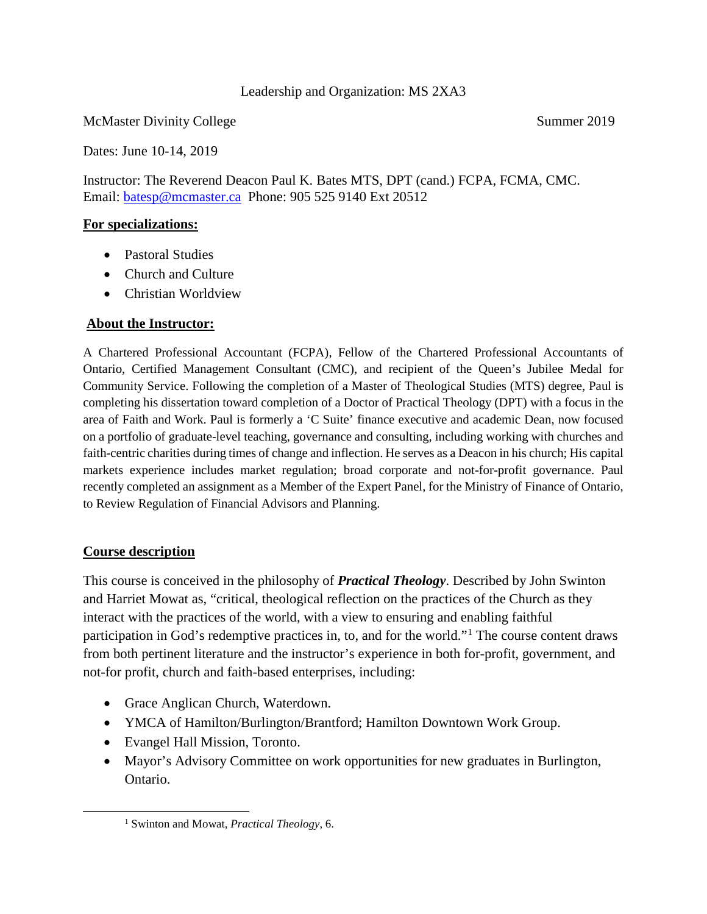Leadership and Organization: MS 2XA3

McMaster Divinity College Summer 2019

Dates: June 10-14, 2019

Instructor: The Reverend Deacon Paul K. Bates MTS, DPT (cand.) FCPA, FCMA, CMC.
Email: batesp@mcmaster.ca Phone: 905 525 9140 Ext 20512

## For specializations:

- Pastoral Studies
- Church and Culture
- Christian Worldview

## About the Instructor:

A Chartered Professional Accountant (FCPA), Fellow of the Chartered Professional Accountants of Ontario, Certified Management Consultant (CMC), and recipient of the Queen's Jubilee Medal for Community Service. Following the completion of a Master of Theological Studies (MTS) degree, Paul is completing his dissertation toward completion of a Doctor of Practical Theology (DPT) with a focus in the area of Faith and Work. Paul is formerly a 'C Suite' finance executive and academic Dean, now focused on a portfolio of graduate-level teaching, governance and consulting, including working with churches and faith-centric charities during times of change and inflection. He serves as a Deacon in his church; His capital markets experience includes market regulation; broad corporate and not-for-profit governance. Paul recently completed an assignment as a Member of the Expert Panel, for the Ministry of Finance of Ontario, to Review Regulation of Financial Advisors and Planning.

## Course description

This course is conceived in the philosophy of ***Practical Theology***. Described by John Swinton and Harriet Mowat as, "critical, theological reflection on the practices of the Church as they interact with the practices of the world, with a view to ensuring and enabling faithful participation in God's redemptive practices in, to, and for the world."[1] The course content draws from both pertinent literature and the instructor's experience in both for-profit, government, and not-for profit, church and faith-based enterprises, including:

- Grace Anglican Church, Waterdown.
- YMCA of Hamilton/Burlington/Brantford; Hamilton Downtown Work Group.
- Evangel Hall Mission, Toronto.
- Mayor's Advisory Committee on work opportunities for new graduates in Burlington, Ontario.

---

[1] Swinton and Mowat, *Practical Theology*, 6.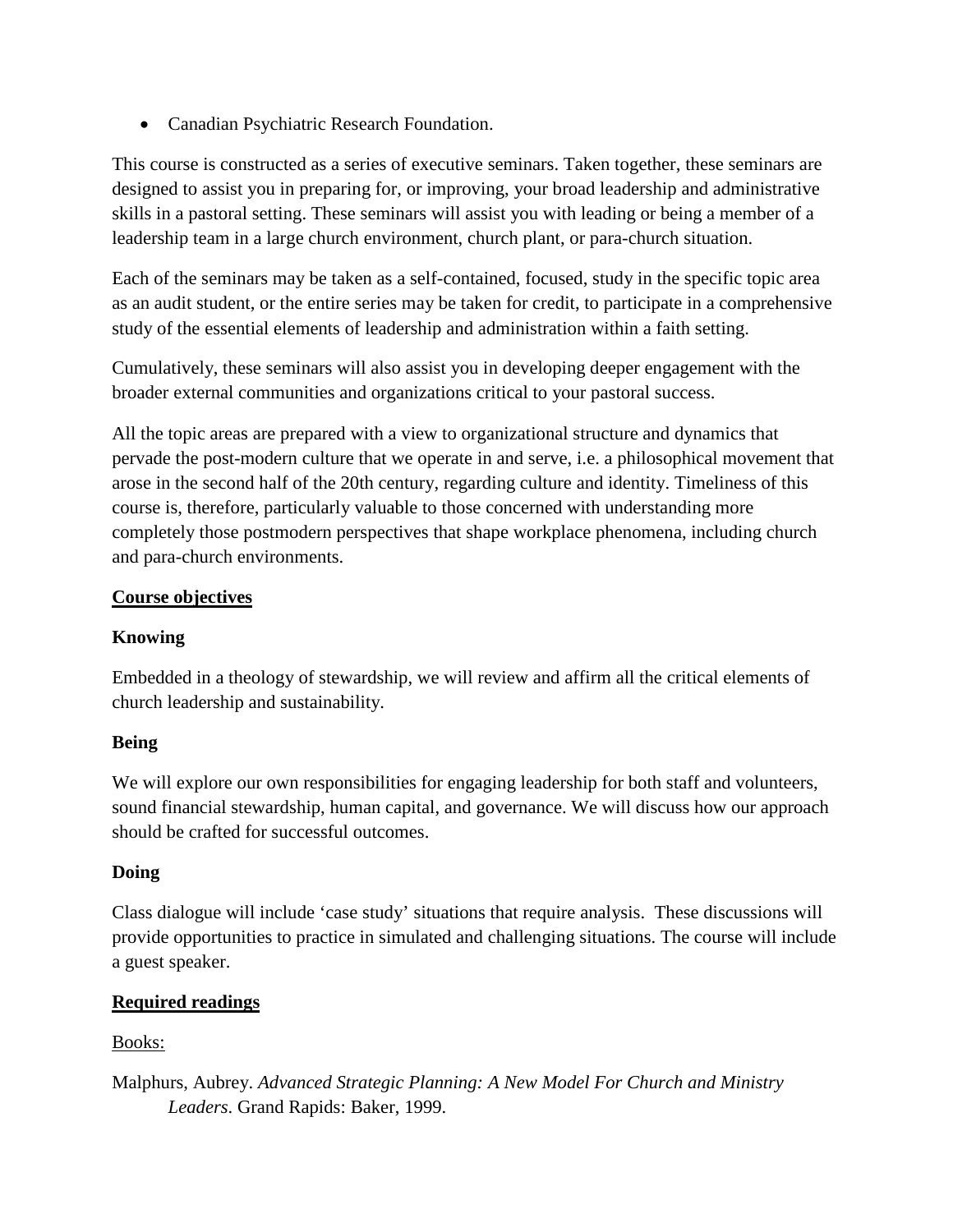- Canadian Psychiatric Research Foundation.

This course is constructed as a series of executive seminars. Taken together, these seminars are designed to assist you in preparing for, or improving, your broad leadership and administrative skills in a pastoral setting. These seminars will assist you with leading or being a member of a leadership team in a large church environment, church plant, or para-church situation.

Each of the seminars may be taken as a self-contained, focused, study in the specific topic area as an audit student, or the entire series may be taken for credit, to participate in a comprehensive study of the essential elements of leadership and administration within a faith setting.

Cumulatively, these seminars will also assist you in developing deeper engagement with the broader external communities and organizations critical to your pastoral success.

All the topic areas are prepared with a view to organizational structure and dynamics that pervade the post-modern culture that we operate in and serve, i.e. a philosophical movement that arose in the second half of the 20th century, regarding culture and identity. Timeliness of this course is, therefore, particularly valuable to those concerned with understanding more completely those postmodern perspectives that shape workplace phenomena, including church and para-church environments.

## Course objectives

### Knowing

Embedded in a theology of stewardship, we will review and affirm all the critical elements of church leadership and sustainability.

### Being

We will explore our own responsibilities for engaging leadership for both staff and volunteers, sound financial stewardship, human capital, and governance. We will discuss how our approach should be crafted for successful outcomes.

### Doing

Class dialogue will include 'case study' situations that require analysis. These discussions will provide opportunities to practice in simulated and challenging situations. The course will include a guest speaker.

## Required readings

Books:

Malphurs, Aubrey. *Advanced Strategic Planning: A New Model For Church and Ministry Leaders*. Grand Rapids: Baker, 1999.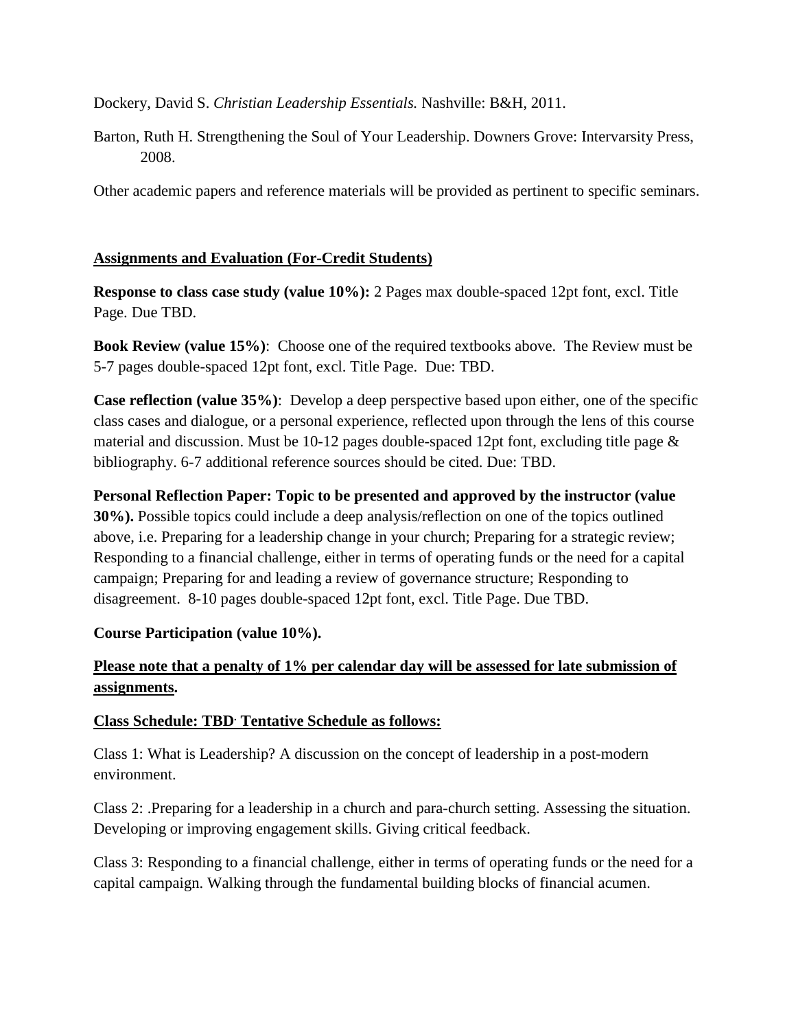Dockery, David S. *Christian Leadership Essentials.* Nashville: B&H, 2011.

Barton, Ruth H. Strengthening the Soul of Your Leadership. Downers Grove: Intervarsity Press, 2008.

Other academic papers and reference materials will be provided as pertinent to specific seminars.

**Assignments and Evaluation (For-Credit Students)**

**Response to class case study (value 10%):** 2 Pages max double-spaced 12pt font, excl. Title Page. Due TBD.

**Book Review (value 15%)**: Choose one of the required textbooks above. The Review must be 5-7 pages double-spaced 12pt font, excl. Title Page. Due: TBD.

**Case reflection (value 35%)**: Develop a deep perspective based upon either, one of the specific class cases and dialogue, or a personal experience, reflected upon through the lens of this course material and discussion. Must be 10-12 pages double-spaced 12pt font, excluding title page & bibliography. 6-7 additional reference sources should be cited. Due: TBD.

**Personal Reflection Paper: Topic to be presented and approved by the instructor (value 30%).** Possible topics could include a deep analysis/reflection on one of the topics outlined above, i.e. Preparing for a leadership change in your church; Preparing for a strategic review; Responding to a financial challenge, either in terms of operating funds or the need for a capital campaign; Preparing for and leading a review of governance structure; Responding to disagreement. 8-10 pages double-spaced 12pt font, excl. Title Page. Due TBD.

**Course Participation (value 10%).**

**Please note that a penalty of 1% per calendar day will be assessed for late submission of assignments.**

**Class Schedule: TBD. Tentative Schedule as follows:**

Class 1: What is Leadership? A discussion on the concept of leadership in a post-modern environment.

Class 2: .Preparing for a leadership in a church and para-church setting. Assessing the situation. Developing or improving engagement skills. Giving critical feedback.

Class 3: Responding to a financial challenge, either in terms of operating funds or the need for a capital campaign. Walking through the fundamental building blocks of financial acumen.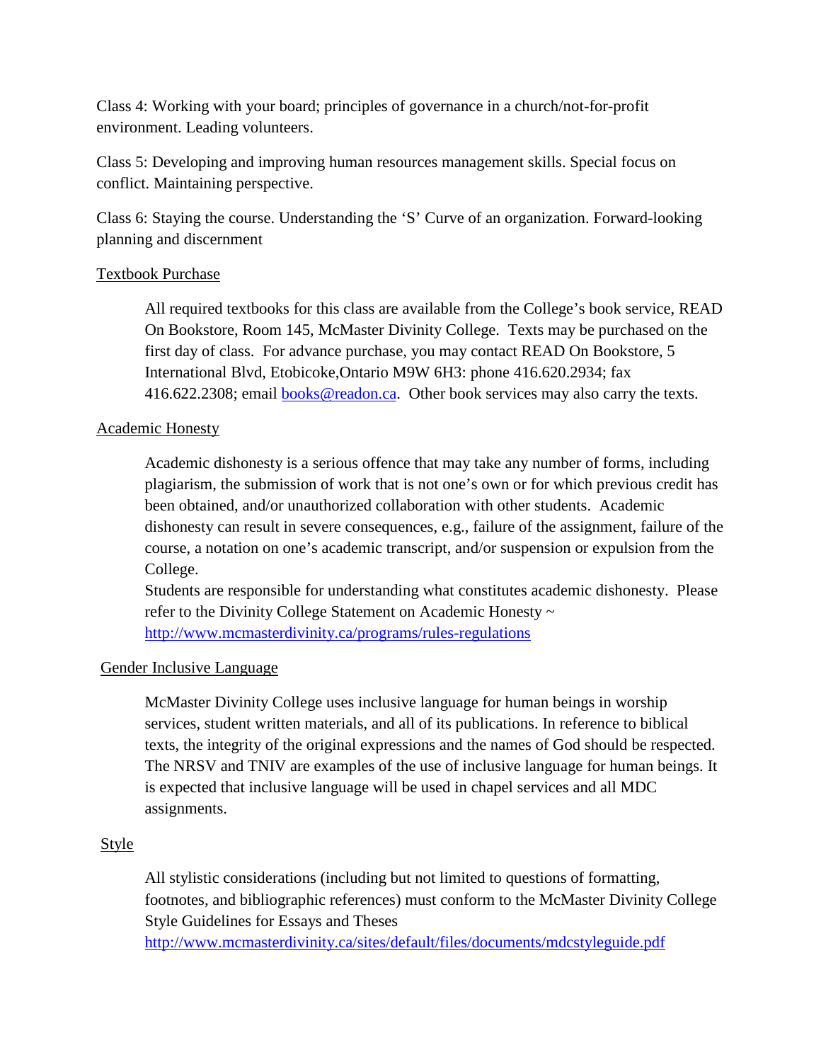Class 4: Working with your board; principles of governance in a church/not-for-profit environment. Leading volunteers.

Class 5: Developing and improving human resources management skills. Special focus on conflict. Maintaining perspective.

Class 6: Staying the course. Understanding the 'S' Curve of an organization. Forward-looking planning and discernment

## Textbook Purchase

All required textbooks for this class are available from the College's book service, READ On Bookstore, Room 145, McMaster Divinity College. Texts may be purchased on the first day of class. For advance purchase, you may contact READ On Bookstore, 5 International Blvd, Etobicoke,Ontario M9W 6H3: phone 416.620.2934; fax 416.622.2308; email books@readon.ca. Other book services may also carry the texts.

## Academic Honesty

Academic dishonesty is a serious offence that may take any number of forms, including plagiarism, the submission of work that is not one's own or for which previous credit has been obtained, and/or unauthorized collaboration with other students. Academic dishonesty can result in severe consequences, e.g., failure of the assignment, failure of the course, a notation on one's academic transcript, and/or suspension or expulsion from the College.

Students are responsible for understanding what constitutes academic dishonesty. Please refer to the Divinity College Statement on Academic Honesty ~ http://www.mcmasterdivinity.ca/programs/rules-regulations

## Gender Inclusive Language

McMaster Divinity College uses inclusive language for human beings in worship services, student written materials, and all of its publications. In reference to biblical texts, the integrity of the original expressions and the names of God should be respected. The NRSV and TNIV are examples of the use of inclusive language for human beings. It is expected that inclusive language will be used in chapel services and all MDC assignments.

## Style

All stylistic considerations (including but not limited to questions of formatting, footnotes, and bibliographic references) must conform to the McMaster Divinity College Style Guidelines for Essays and Theses http://www.mcmasterdivinity.ca/sites/default/files/documents/mdcstyleguide.pdf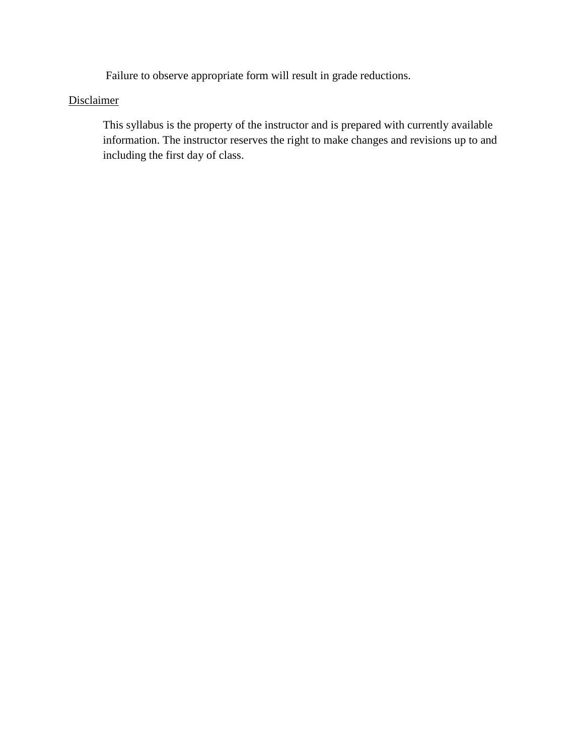Failure to observe appropriate form will result in grade reductions.

Disclaimer

This syllabus is the property of the instructor and is prepared with currently available information. The instructor reserves the right to make changes and revisions up to and including the first day of class.